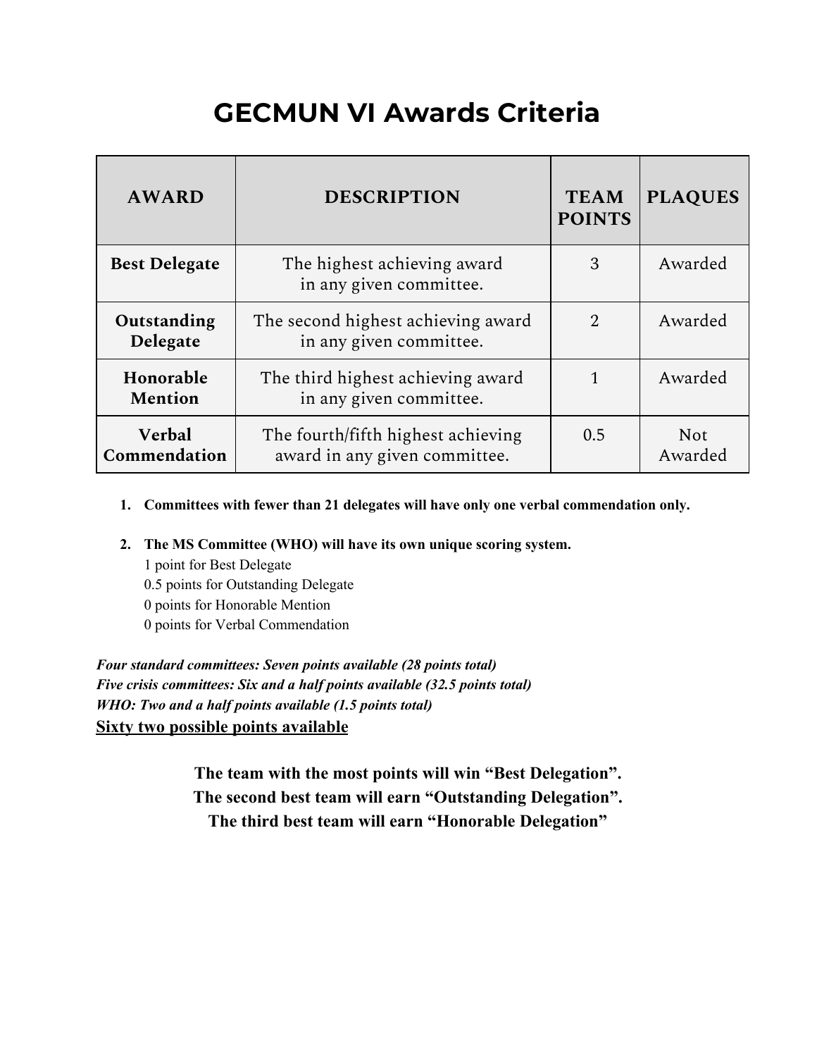# GECMUN VI Awards Criteria

| AWARD | DESCRIPTION | TEAM POINTS | PLAQUES |
|---|---|---|---|
| **Best Delegate** | The highest achieving award in any given committee. | 3 | Awarded |
| **Outstanding Delegate** | The second highest achieving award in any given committee. | 2 | Awarded |
| **Honorable Mention** | The third highest achieving award in any given committee. | 1 | Awarded |
| **Verbal Commendation** | The fourth/fifth highest achieving award in any given committee. | 0.5 | Not Awarded |

1. **Committees with fewer than 21 delegates will have only one verbal commendation only.**
2. **The MS Committee (WHO) will have its own unique scoring system.**
   1 point for Best Delegate
   0.5 points for Outstanding Delegate
   0 points for Honorable Mention
   0 points for Verbal Commendation

***Four standard committees: Seven points available (28 points total)***
***Five crisis committees: Six and a half points available (32.5 points total)***
***WHO: Two and a half points available (1.5 points total)***
<u>**Sixty two possible points available**</u>

**The team with the most points will win "Best Delegation".**
**The second best team will earn "Outstanding Delegation".**
**The third best team will earn "Honorable Delegation"**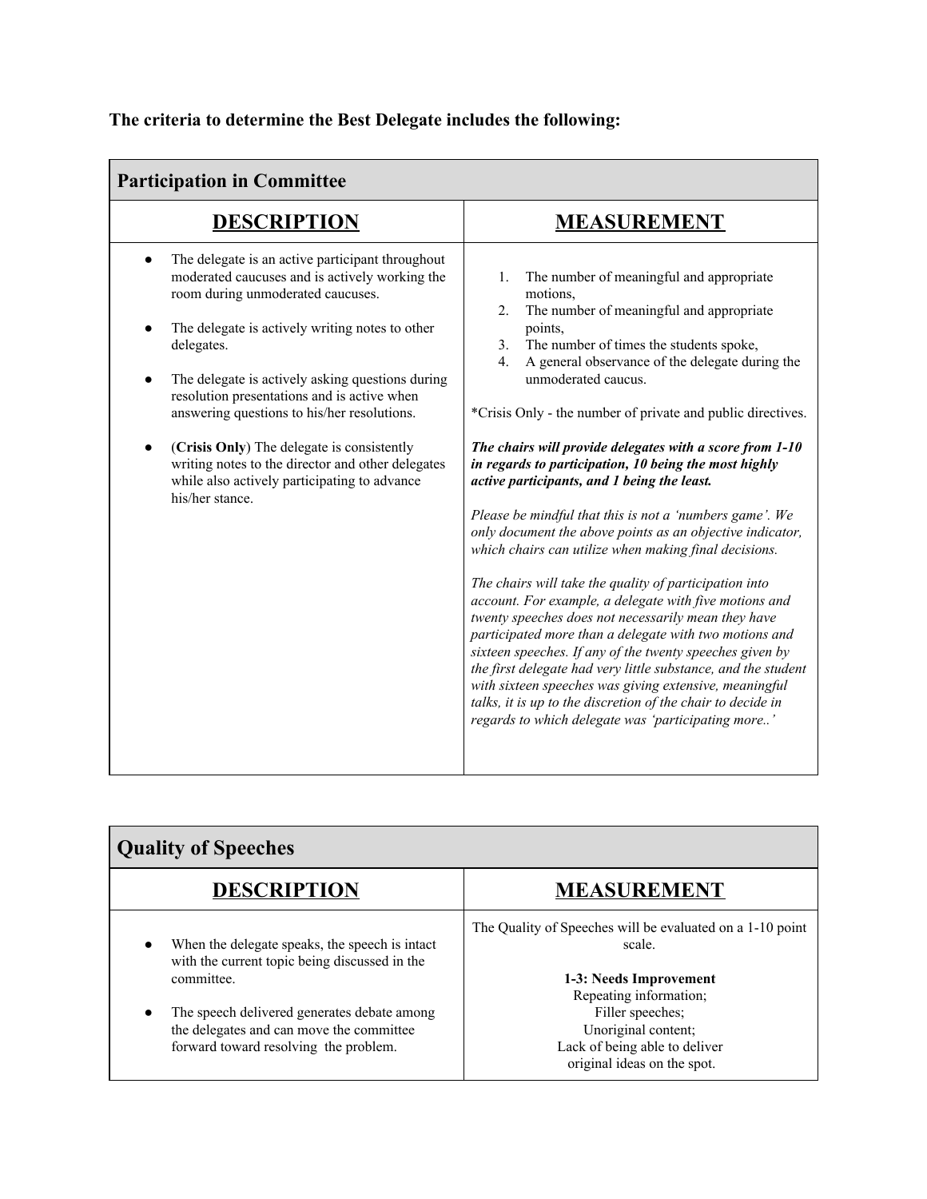**The criteria to determine the Best Delegate includes the following:**

| **Participation in Committee** | |
|---|---|
| **DESCRIPTION** | **MEASUREMENT** |
| • The delegate is an active participant throughout moderated caucuses and is actively working the room during unmoderated caucuses.<br><br>• The delegate is actively writing notes to other delegates.<br><br>• The delegate is actively asking questions during resolution presentations and is active when answering questions to his/her resolutions.<br><br>• (**Crisis Only**) The delegate is consistently writing notes to the director and other delegates while also actively participating to advance his/her stance. | 1. The number of meaningful and appropriate motions,<br>2. The number of meaningful and appropriate points,<br>3. The number of times the students spoke,<br>4. A general observance of the delegate during the unmoderated caucus.<br><br>*Crisis Only - the number of private and public directives.<br><br>***The chairs will provide delegates with a score from 1-10 in regards to participation, 10 being the most highly active participants, and 1 being the least.***<br><br>*Please be mindful that this is not a 'numbers game'. We only document the above points as an objective indicator, which chairs can utilize when making final decisions.*<br><br>*The chairs will take the quality of participation into account. For example, a delegate with five motions and twenty speeches does not necessarily mean they have participated more than a delegate with two motions and sixteen speeches. If any of the twenty speeches given by the first delegate had very little substance, and the student with sixteen speeches was giving extensive, meaningful talks, it is up to the discretion of the chair to decide in regards to which delegate was 'participating more..'* |

| **Quality of Speeches** | |
|---|---|
| **DESCRIPTION** | **MEASUREMENT** |
| • When the delegate speaks, the speech is intact with the current topic being discussed in the committee.<br><br>• The speech delivered generates debate among the delegates and can move the committee forward toward resolving the problem. | The Quality of Speeches will be evaluated on a 1-10 point scale.<br><br>**1-3: Needs Improvement**<br>Repeating information;<br>Filler speeches;<br>Unoriginal content;<br>Lack of being able to deliver original ideas on the spot. |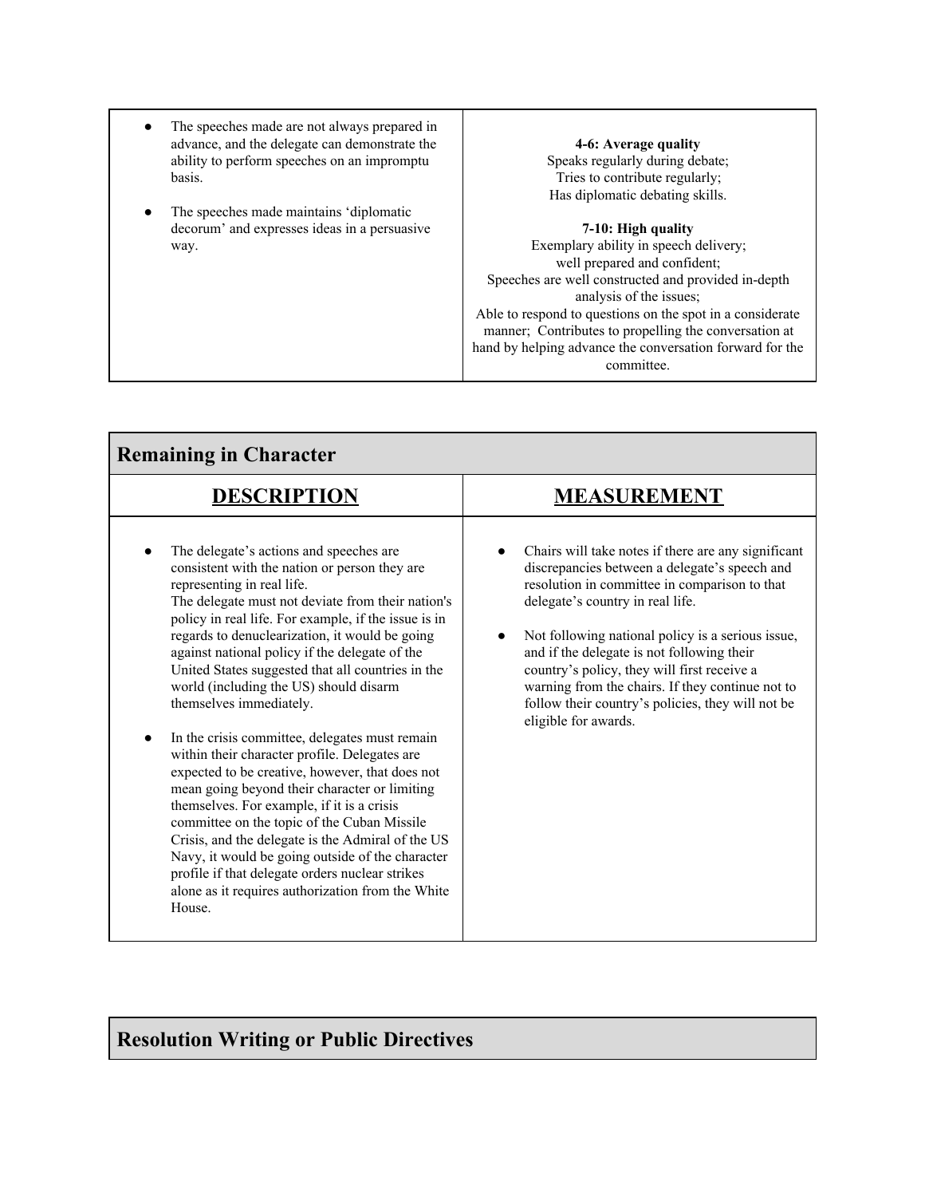| | |
|---|---|
| <ul><li>The speeches made are not always prepared in advance, and the delegate can demonstrate the ability to perform speeches on an impromptu basis.</li><li>The speeches made maintains 'diplomatic decorum' and expresses ideas in a persuasive way.</li></ul> | **4-6: Average quality**<br>Speaks regularly during debate;<br>Tries to contribute regularly;<br>Has diplomatic debating skills.<br><br>**7-10: High quality**<br>Exemplary ability in speech delivery;<br>well prepared and confident;<br>Speeches are well constructed and provided in-depth analysis of the issues;<br>Able to respond to questions on the spot in a considerate manner; Contributes to propelling the conversation at hand by helping advance the conversation forward for the committee. |

## Remaining in Character

| DESCRIPTION | MEASUREMENT |
|---|---|
| <ul><li>The delegate's actions and speeches are consistent with the nation or person they are representing in real life.<br>The delegate must not deviate from their nation's policy in real life. For example, if the issue is in regards to denuclearization, it would be going against national policy if the delegate of the United States suggested that all countries in the world (including the US) should disarm themselves immediately.</li><li>In the crisis committee, delegates must remain within their character profile. Delegates are expected to be creative, however, that does not mean going beyond their character or limiting themselves. For example, if it is a crisis committee on the topic of the Cuban Missile Crisis, and the delegate is the Admiral of the US Navy, it would be going outside of the character profile if that delegate orders nuclear strikes alone as it requires authorization from the White House.</li></ul> | <ul><li>Chairs will take notes if there are any significant discrepancies between a delegate's speech and resolution in committee in comparison to that delegate's country in real life.</li><li>Not following national policy is a serious issue, and if the delegate is not following their country's policy, they will first receive a warning from the chairs. If they continue not to follow their country's policies, they will not be eligible for awards.</li></ul> |

## Resolution Writing or Public Directives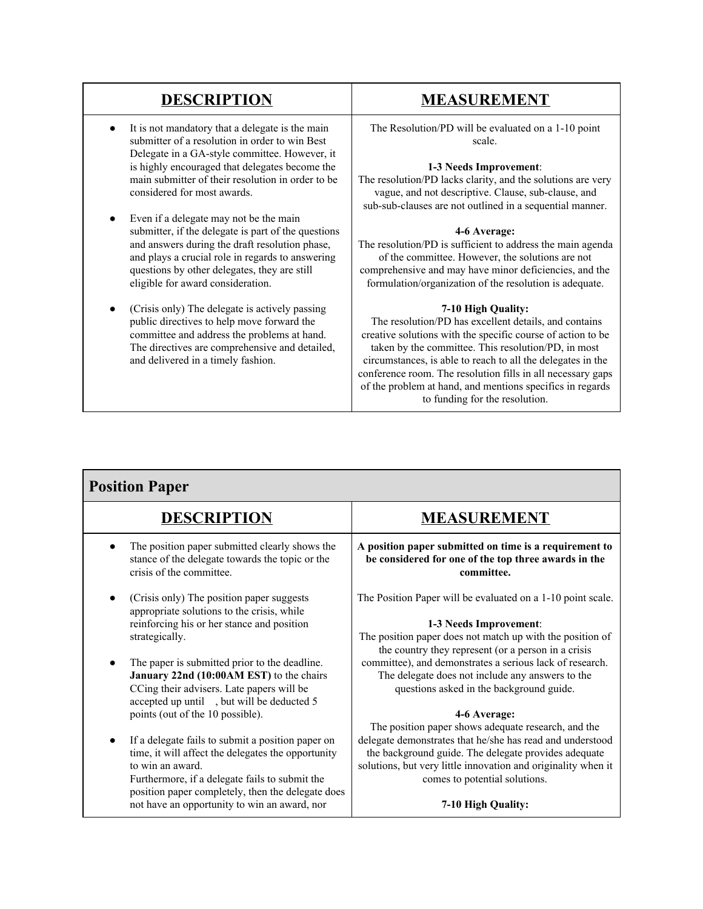| DESCRIPTION | MEASUREMENT |
|---|---|
| • It is not mandatory that a delegate is the main submitter of a resolution in order to win Best Delegate in a GA-style committee. However, it is highly encouraged that delegates become the main submitter of their resolution in order to be considered for most awards.<br><br>• Even if a delegate may not be the main submitter, if the delegate is part of the questions and answers during the draft resolution phase, and plays a crucial role in regards to answering questions by other delegates, they are still eligible for award consideration.<br><br>• (Crisis only) The delegate is actively passing public directives to help move forward the committee and address the problems at hand. The directives are comprehensive and detailed, and delivered in a timely fashion. | The Resolution/PD will be evaluated on a 1-10 point scale.<br><br>**1-3 Needs Improvement**:<br>The resolution/PD lacks clarity, and the solutions are very vague, and not descriptive. Clause, sub-clause, and sub-sub-clauses are not outlined in a sequential manner.<br><br>**4-6 Average:**<br>The resolution/PD is sufficient to address the main agenda of the committee. However, the solutions are not comprehensive and may have minor deficiencies, and the formulation/organization of the resolution is adequate.<br><br>**7-10 High Quality:**<br>The resolution/PD has excellent details, and contains creative solutions with the specific course of action to be taken by the committee. This resolution/PD, in most circumstances, is able to reach to all the delegates in the conference room. The resolution fills in all necessary gaps of the problem at hand, and mentions specifics in regards to funding for the resolution. |

## Position Paper

| DESCRIPTION | MEASUREMENT |
|---|---|
| • The position paper submitted clearly shows the stance of the delegate towards the topic or the crisis of the committee.<br><br>• (Crisis only) The position paper suggests appropriate solutions to the crisis, while reinforcing his or her stance and position strategically.<br><br>• The paper is submitted prior to the deadline. **January 22nd (10:00AM EST)** to the chairs CCing their advisers. Late papers will be accepted up until , but will be deducted 5 points (out of the 10 possible).<br><br>• If a delegate fails to submit a position paper on time, it will affect the delegates the opportunity to win an award.<br>Furthermore, if a delegate fails to submit the position paper completely, then the delegate does not have an opportunity to win an award, nor | **A position paper submitted on time is a requirement to be considered for one of the top three awards in the committee.**<br><br>The Position Paper will be evaluated on a 1-10 point scale.<br><br>**1-3 Needs Improvement**:<br>The position paper does not match up with the position of the country they represent (or a person in a crisis committee), and demonstrates a serious lack of research. The delegate does not include any answers to the questions asked in the background guide.<br><br>**4-6 Average:**<br>The position paper shows adequate research, and the delegate demonstrates that he/she has read and understood the background guide. The delegate provides adequate solutions, but very little innovation and originality when it comes to potential solutions.<br><br>**7-10 High Quality:** |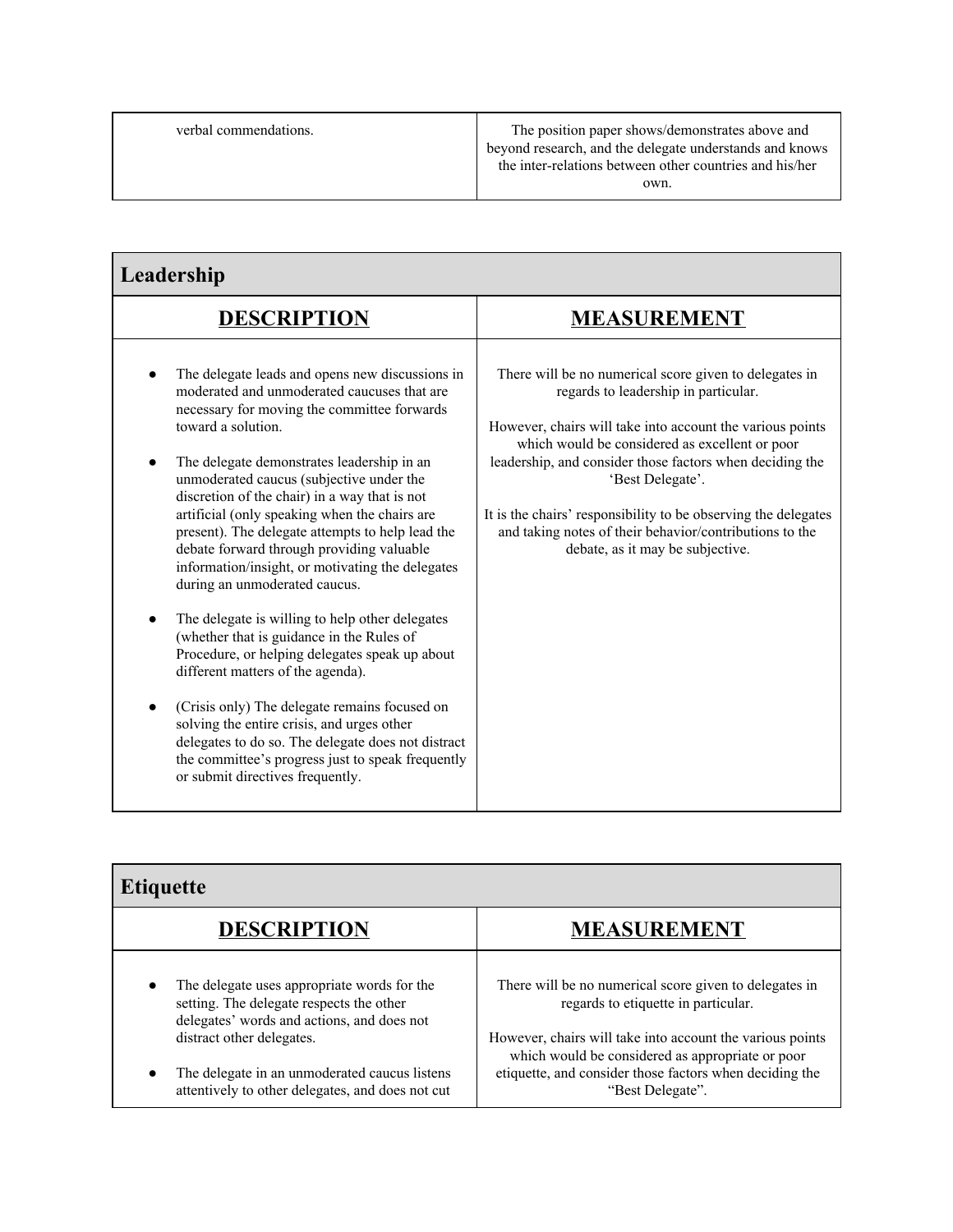| | |
|---|---|
| verbal commendations. | The position paper shows/demonstrates above and beyond research, and the delegate understands and knows the inter-relations between other countries and his/her own. |

## Leadership

| DESCRIPTION | MEASUREMENT |
|---|---|
| <ul><li>The delegate leads and opens new discussions in moderated and unmoderated caucuses that are necessary for moving the committee forwards toward a solution.</li><li>The delegate demonstrates leadership in an unmoderated caucus (subjective under the discretion of the chair) in a way that is not artificial (only speaking when the chairs are present). The delegate attempts to help lead the debate forward through providing valuable information/insight, or motivating the delegates during an unmoderated caucus.</li><li>The delegate is willing to help other delegates (whether that is guidance in the Rules of Procedure, or helping delegates speak up about different matters of the agenda).</li><li>(Crisis only) The delegate remains focused on solving the entire crisis, and urges other delegates to do so. The delegate does not distract the committee's progress just to speak frequently or submit directives frequently.</li></ul> | There will be no numerical score given to delegates in regards to leadership in particular.<br><br>However, chairs will take into account the various points which would be considered as excellent or poor leadership, and consider those factors when deciding the 'Best Delegate'.<br><br>It is the chairs' responsibility to be observing the delegates and taking notes of their behavior/contributions to the debate, as it may be subjective. |

## Etiquette

| DESCRIPTION | MEASUREMENT |
|---|---|
| <ul><li>The delegate uses appropriate words for the setting. The delegate respects the other delegates' words and actions, and does not distract other delegates.</li><li>The delegate in an unmoderated caucus listens attentively to other delegates, and does not cut</li></ul> | There will be no numerical score given to delegates in regards to etiquette in particular.<br><br>However, chairs will take into account the various points which would be considered as appropriate or poor etiquette, and consider those factors when deciding the "Best Delegate". |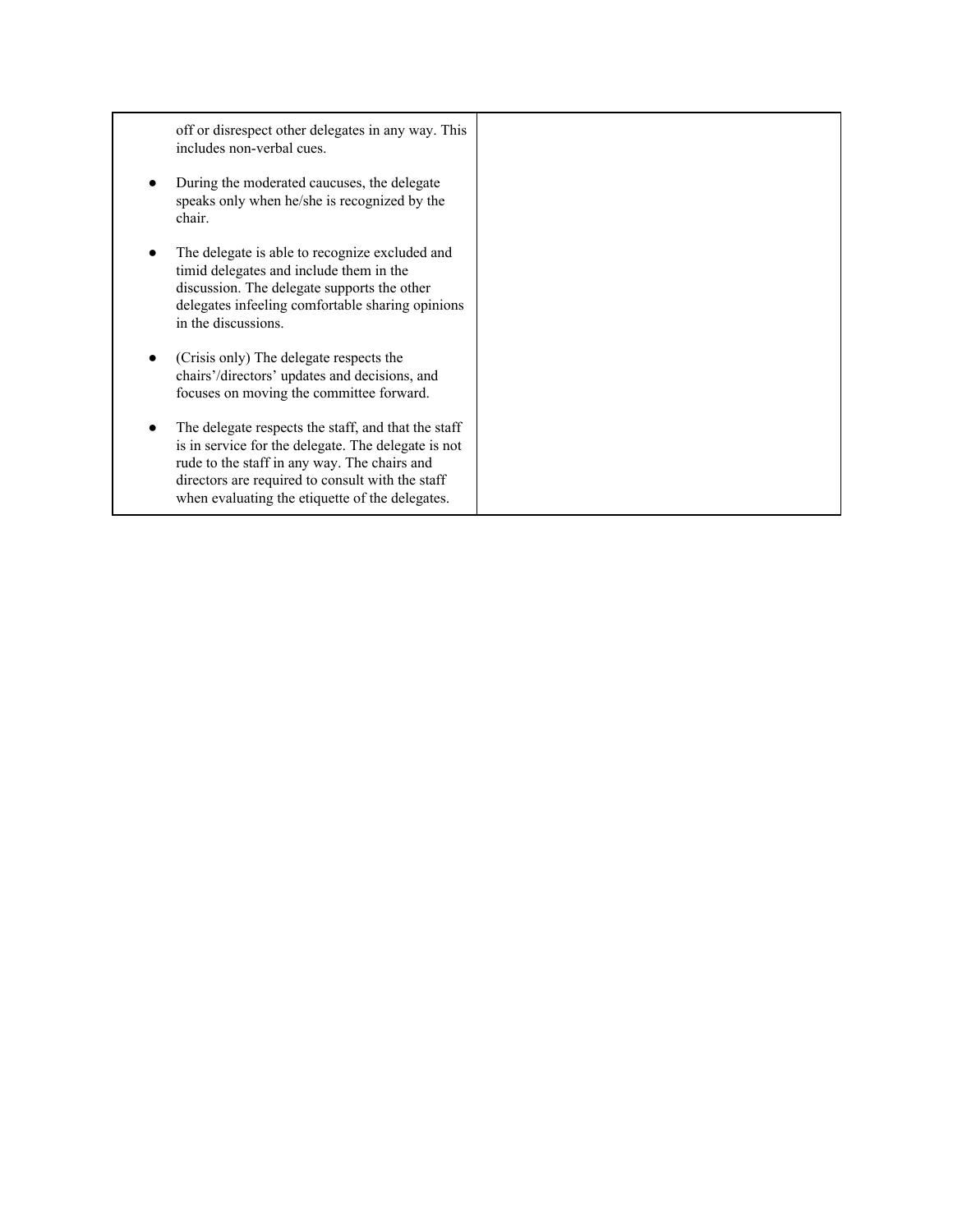| | |
|---|---|
| off or disrespect other delegates in any way. This includes non-verbal cues.<br><br>● During the moderated caucuses, the delegate speaks only when he/she is recognized by the chair.<br><br>● The delegate is able to recognize excluded and timid delegates and include them in the discussion. The delegate supports the other delegates infeeling comfortable sharing opinions in the discussions.<br><br>● (Crisis only) The delegate respects the chairs'/directors' updates and decisions, and focuses on moving the committee forward.<br><br>● The delegate respects the staff, and that the staff is in service for the delegate. The delegate is not rude to the staff in any way. The chairs and directors are required to consult with the staff when evaluating the etiquette of the delegates. | |